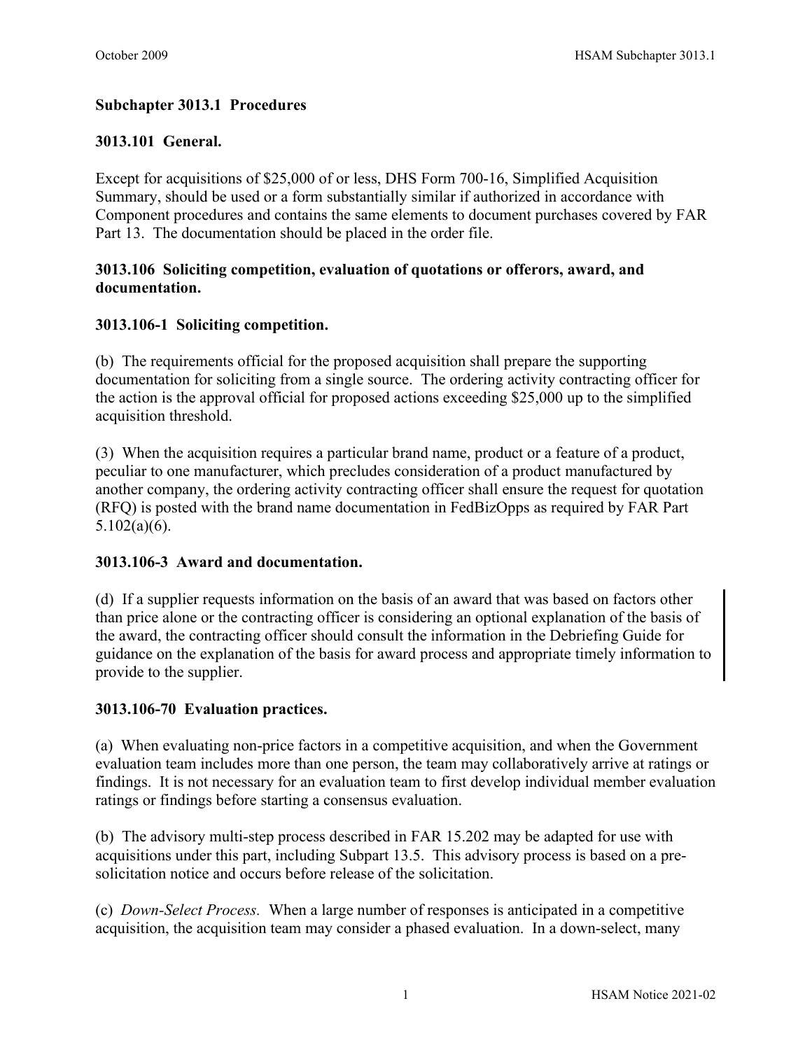# Subchapter 3013.1 Procedures

## 3013.101 General.

Except for acquisitions of $25,000 of or less, DHS Form 700-16, Simplified Acquisition Summary, should be used or a form substantially similar if authorized in accordance with Component procedures and contains the same elements to document purchases covered by FAR Part 13. The documentation should be placed in the order file.

## 3013.106 Soliciting competition, evaluation of quotations or offerors, award, and documentation.

### 3013.106-1 Soliciting competition.

(b) The requirements official for the proposed acquisition shall prepare the supporting documentation for soliciting from a single source. The ordering activity contracting officer for the action is the approval official for proposed actions exceeding $25,000 up to the simplified acquisition threshold.

(3) When the acquisition requires a particular brand name, product or a feature of a product, peculiar to one manufacturer, which precludes consideration of a product manufactured by another company, the ordering activity contracting officer shall ensure the request for quotation (RFQ) is posted with the brand name documentation in FedBizOpps as required by FAR Part 5.102(a)(6).

### 3013.106-3 Award and documentation.

(d) If a supplier requests information on the basis of an award that was based on factors other than price alone or the contracting officer is considering an optional explanation of the basis of the award, the contracting officer should consult the information in the Debriefing Guide for guidance on the explanation of the basis for award process and appropriate timely information to provide to the supplier.

### 3013.106-70 Evaluation practices.

(a) When evaluating non-price factors in a competitive acquisition, and when the Government evaluation team includes more than one person, the team may collaboratively arrive at ratings or findings. It is not necessary for an evaluation team to first develop individual member evaluation ratings or findings before starting a consensus evaluation.

(b) The advisory multi-step process described in FAR 15.202 may be adapted for use with acquisitions under this part, including Subpart 13.5. This advisory process is based on a pre-solicitation notice and occurs before release of the solicitation.

(c) *Down-Select Process.* When a large number of responses is anticipated in a competitive acquisition, the acquisition team may consider a phased evaluation. In a down-select, many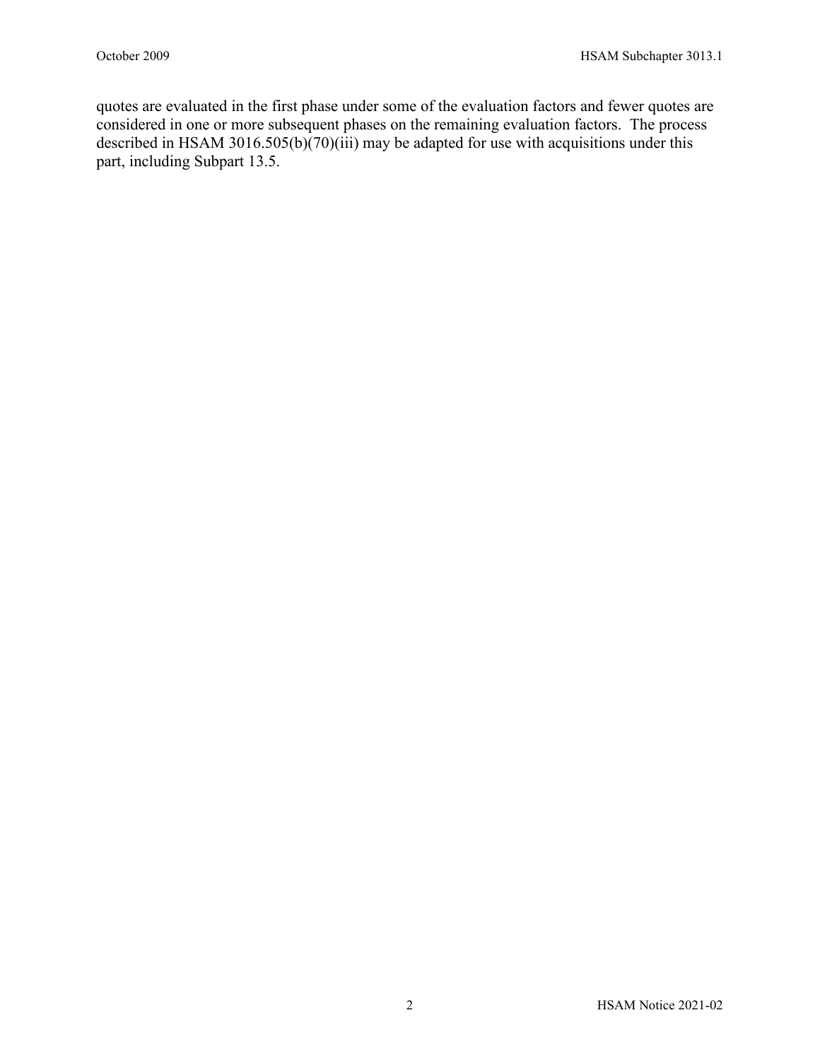quotes are evaluated in the first phase under some of the evaluation factors and fewer quotes are considered in one or more subsequent phases on the remaining evaluation factors. The process described in HSAM 3016.505(b)(70)(iii) may be adapted for use with acquisitions under this part, including Subpart 13.5.